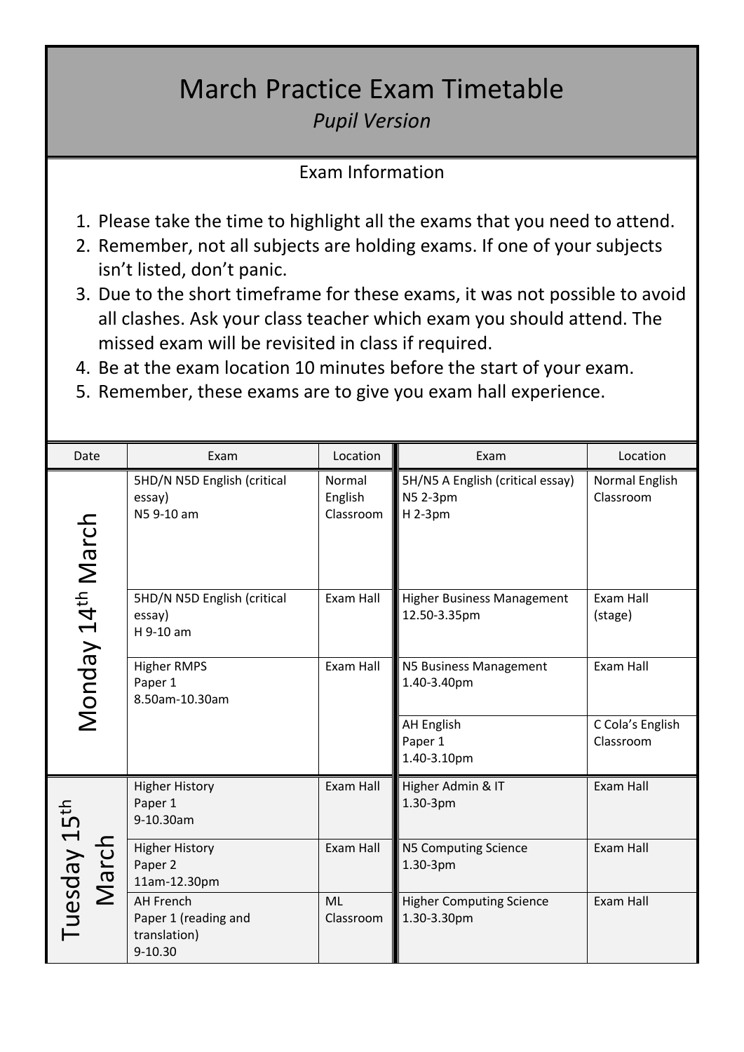# March Practice Exam Timetable

*Pupil Version*

## Exam Information

1. Please take the time to highlight all the exams that you need to attend.
2. Remember, not all subjects are holding exams. If one of your subjects isn't listed, don't panic.
3. Due to the short timeframe for these exams, it was not possible to avoid all clashes. Ask your class teacher which exam you should attend. The missed exam will be revisited in class if required.
4. Be at the exam location 10 minutes before the start of your exam.
5. Remember, these exams are to give you exam hall experience.

| Date | Exam | Location | Exam | Location |
|---|---|---|---|---|
| Monday 14th March | 5HD/N N5D English (critical essay) N5 9-10 am | Normal English Classroom | 5H/N5 A English (critical essay) N5 2-3pm H 2-3pm | Normal English Classroom |
| | 5HD/N N5D English (critical essay) H 9-10 am | Exam Hall | Higher Business Management 12.50-3.35pm | Exam Hall (stage) |
| | Higher RMPS Paper 1 8.50am-10.30am | Exam Hall | N5 Business Management 1.40-3.40pm | Exam Hall |
| | | | AH English Paper 1 1.40-3.10pm | C Cola's English Classroom |
| Tuesday 15th March | Higher History Paper 1 9-10.30am | Exam Hall | Higher Admin & IT 1.30-3pm | Exam Hall |
| | Higher History Paper 2 11am-12.30pm | Exam Hall | N5 Computing Science 1.30-3pm | Exam Hall |
| | AH French Paper 1 (reading and translation) 9-10.30 | ML Classroom | Higher Computing Science 1.30-3.30pm | Exam Hall |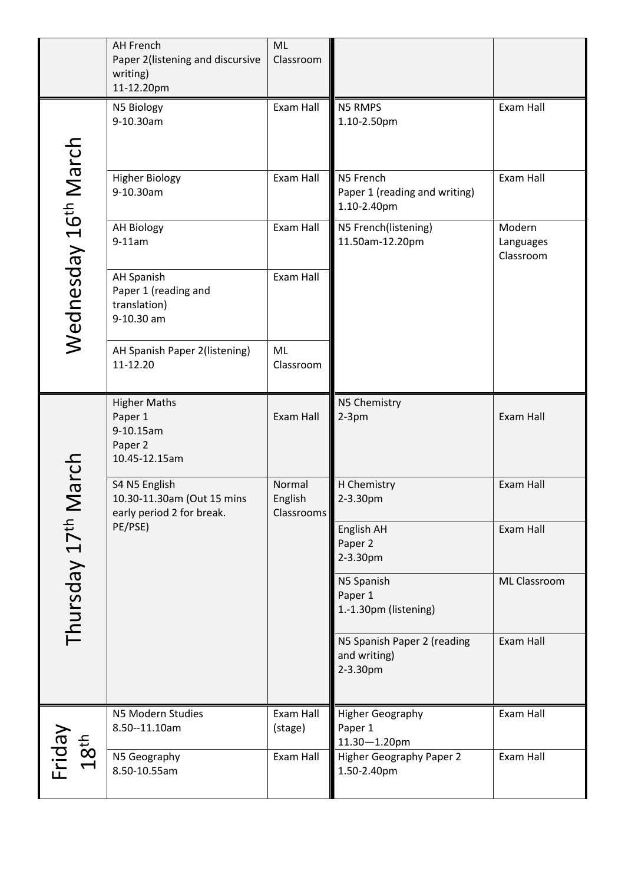| | | | | |
|---|---|---|---|---|
| | AH French<br>Paper 2(listening and discursive writing)<br>11-12.20pm | ML Classroom | | |
| Wednesday 16th March | N5 Biology<br>9-10.30am | Exam Hall | N5 RMPS<br>1.10-2.50pm | Exam Hall |
| | Higher Biology<br>9-10.30am | Exam Hall | N5 French<br>Paper 1 (reading and writing)<br>1.10-2.40pm | Exam Hall |
| | AH Biology<br>9-11am | Exam Hall | N5 French(listening)<br>11.50am-12.20pm | Modern Languages Classroom |
| | AH Spanish<br>Paper 1 (reading and translation)<br>9-10.30 am | Exam Hall | | |
| | AH Spanish Paper 2(listening)<br>11-12.20 | ML Classroom | | |
| Thursday 17th March | Higher Maths<br>Paper 1<br>9-10.15am<br>Paper 2<br>10.45-12.15am | Exam Hall | N5 Chemistry<br>2-3pm | Exam Hall |
| | S4 N5 English<br>10.30-11.30am (Out 15 mins early period 2 for break. PE/PSE) | Normal English Classrooms | H Chemistry<br>2-3.30pm | Exam Hall |
| | | | English AH<br>Paper 2<br>2-3.30pm | Exam Hall |
| | | | N5 Spanish<br>Paper 1<br>1.-1.30pm (listening) | ML Classroom |
| | | | N5 Spanish Paper 2 (reading and writing)<br>2-3.30pm | Exam Hall |
| Friday 18th | N5 Modern Studies<br>8.50--11.10am | Exam Hall (stage) | Higher Geography<br>Paper 1<br>11.30—1.20pm | Exam Hall |
| | N5 Geography<br>8.50-10.55am | Exam Hall | Higher Geography Paper 2<br>1.50-2.40pm | Exam Hall |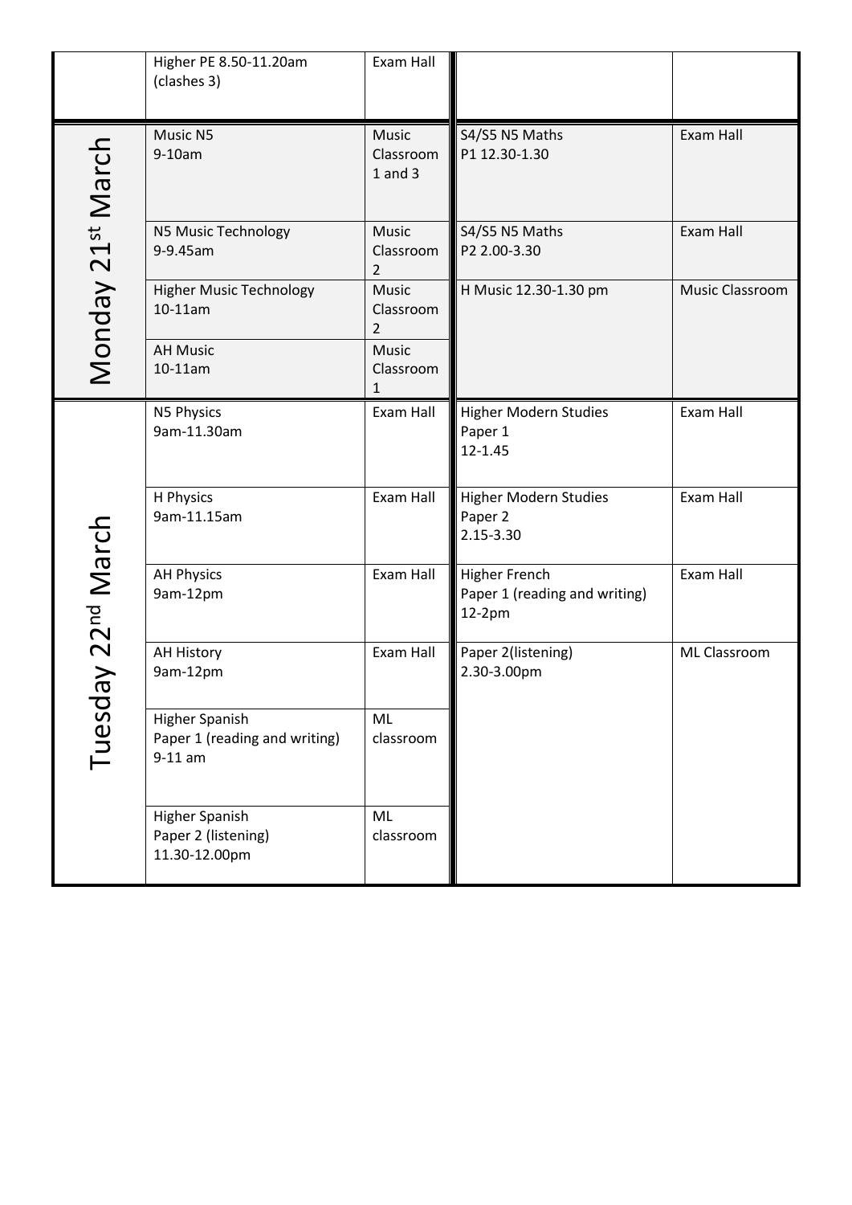| | | | | |
|---|---|---|---|---|
| | Higher PE 8.50-11.20am (clashes 3) | Exam Hall | | |
| Monday 21st March | Music N5 9-10am | Music Classroom 1 and 3 | S4/S5 N5 Maths P1 12.30-1.30 | Exam Hall |
| | N5 Music Technology 9-9.45am | Music Classroom 2 | S4/S5 N5 Maths P2 2.00-3.30 | Exam Hall |
| | Higher Music Technology 10-11am | Music Classroom 2 | H Music 12.30-1.30 pm | Music Classroom |
| | AH Music 10-11am | Music Classroom 1 | | |
| Tuesday 22nd March | N5 Physics 9am-11.30am | Exam Hall | Higher Modern Studies Paper 1 12-1.45 | Exam Hall |
| | H Physics 9am-11.15am | Exam Hall | Higher Modern Studies Paper 2 2.15-3.30 | Exam Hall |
| | AH Physics 9am-12pm | Exam Hall | Higher French Paper 1 (reading and writing) 12-2pm | Exam Hall |
| | AH History 9am-12pm | Exam Hall | Paper 2(listening) 2.30-3.00pm | ML Classroom |
| | Higher Spanish Paper 1 (reading and writing) 9-11 am | ML classroom | | |
| | Higher Spanish Paper 2 (listening) 11.30-12.00pm | ML classroom | | |